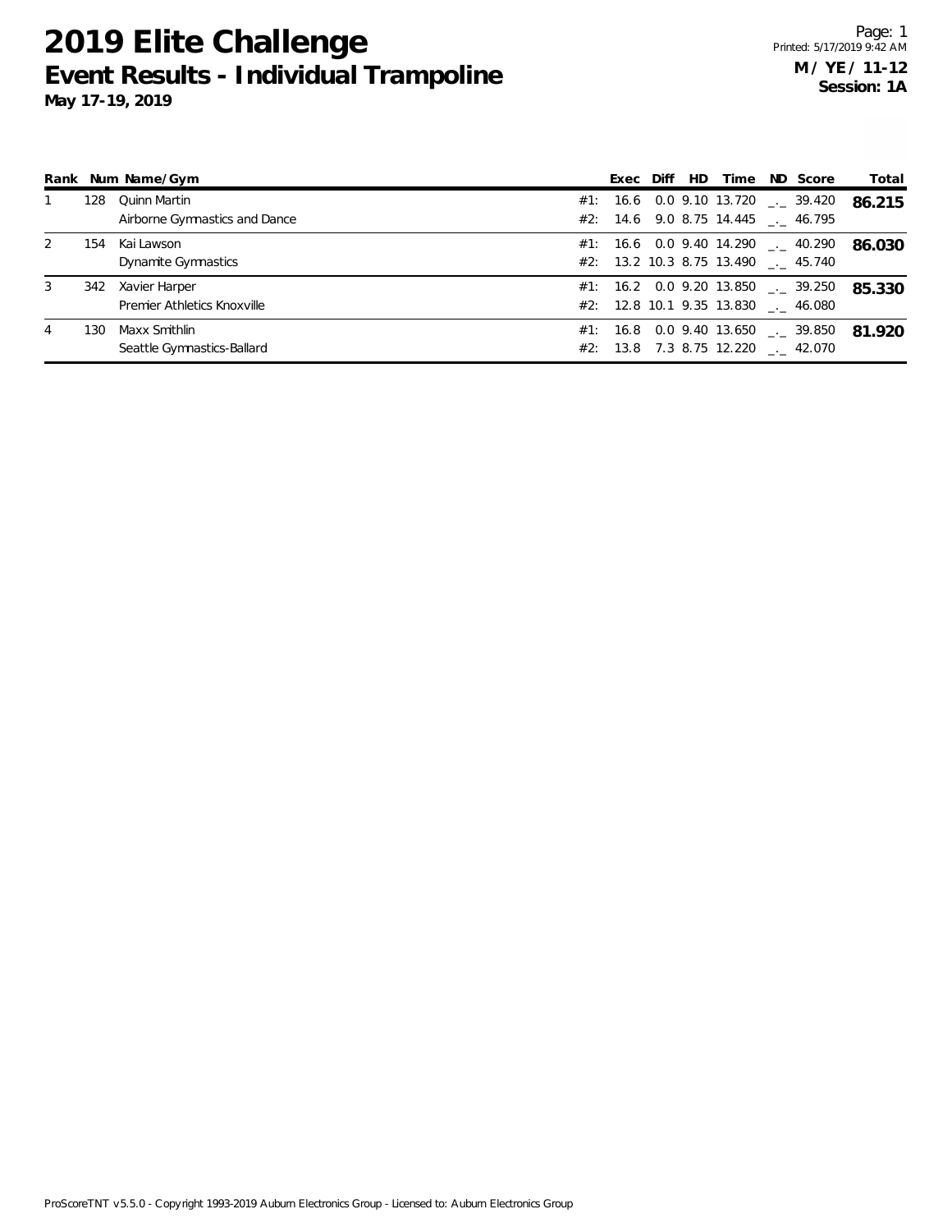# 2019 Elite Challenge

## Event Results - Individual Trampoline

**May 17-19, 2019**

**M / YE / 11-12**
**Session: 1A**

| Rank | Num | Name/Gym | | Exec | Diff | HD | Time | ND | Score | Total |
|---|---|---|---|---|---|---|---|---|---|---|
| 1 | 128 | Quinn Martin | #1: | 16.6 | 0.0 | 9.10 | 13.720 | _._ | 39.420 | **86.215** |
| | | Airborne Gymnastics and Dance | #2: | 14.6 | 9.0 | 8.75 | 14.445 | _._ | 46.795 | |
| 2 | 154 | Kai Lawson | #1: | 16.6 | 0.0 | 9.40 | 14.290 | _._ | 40.290 | **86.030** |
| | | Dynamite Gymnastics | #2: | 13.2 | 10.3 | 8.75 | 13.490 | _._ | 45.740 | |
| 3 | 342 | Xavier Harper | #1: | 16.2 | 0.0 | 9.20 | 13.850 | _._ | 39.250 | **85.330** |
| | | Premier Athletics Knoxville | #2: | 12.8 | 10.1 | 9.35 | 13.830 | _._ | 46.080 | |
| 4 | 130 | Maxx Smithlin | #1: | 16.8 | 0.0 | 9.40 | 13.650 | _._ | 39.850 | **81.920** |
| | | Seattle Gymnastics-Ballard | #2: | 13.8 | 7.3 | 8.75 | 12.220 | _._ | 42.070 | |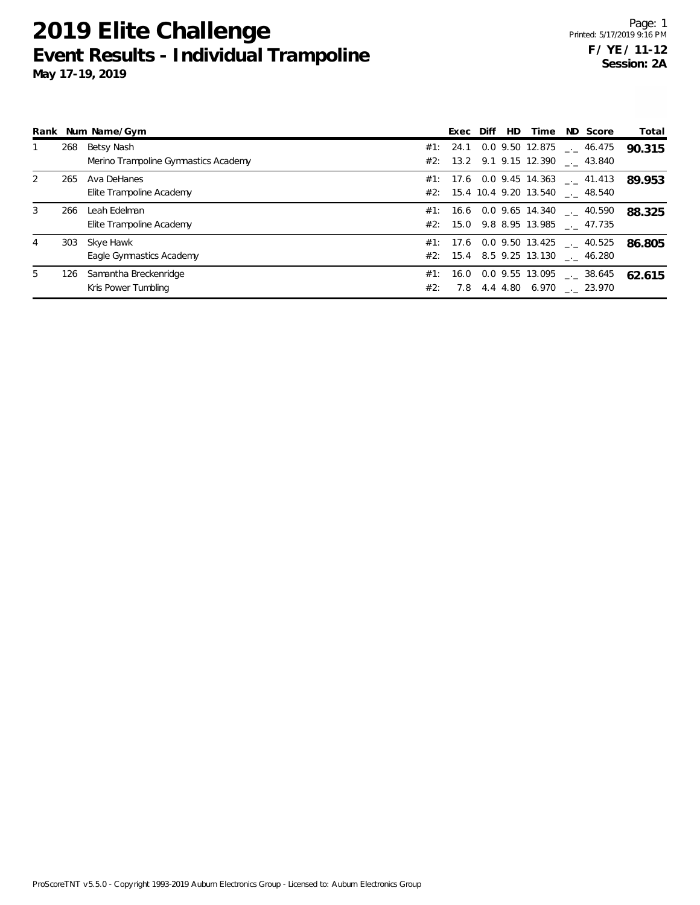# 2019 Elite Challenge

## Event Results - Individual Trampoline

**May 17-19, 2019**

Printed: 5/17/2019 9:16 PM

**F / YE / 11-12**
**Session: 2A**

| Rank | Num | Name/Gym | | Exec | Diff | HD | Time | ND | Score | Total |
|---|---|---|---|---|---|---|---|---|---|---|
| 1 | 268 | Betsy Nash | #1: | 24.1 | 0.0 | 9.50 | 12.875 | _._ | 46.475 | **90.315** |
| | | Merino Trampoline Gymnastics Academy | #2: | 13.2 | 9.1 | 9.15 | 12.390 | _._ | 43.840 | |
| 2 | 265 | Ava DeHanes | #1: | 17.6 | 0.0 | 9.45 | 14.363 | _._ | 41.413 | **89.953** |
| | | Elite Trampoline Academy | #2: | 15.4 | 10.4 | 9.20 | 13.540 | _._ | 48.540 | |
| 3 | 266 | Leah Edelman | #1: | 16.6 | 0.0 | 9.65 | 14.340 | _._ | 40.590 | **88.325** |
| | | Elite Trampoline Academy | #2: | 15.0 | 9.8 | 8.95 | 13.985 | _._ | 47.735 | |
| 4 | 303 | Skye Hawk | #1: | 17.6 | 0.0 | 9.50 | 13.425 | _._ | 40.525 | **86.805** |
| | | Eagle Gymnastics Academy | #2: | 15.4 | 8.5 | 9.25 | 13.130 | _._ | 46.280 | |
| 5 | 126 | Samantha Breckenridge | #1: | 16.0 | 0.0 | 9.55 | 13.095 | _._ | 38.645 | **62.615** |
| | | Kris Power Tumbling | #2: | 7.8 | 4.4 | 4.80 | 6.970 | _._ | 23.970 | |

ProScoreTNT v5.5.0 - Copyright 1993-2019 Auburn Electronics Group - Licensed to: Auburn Electronics Group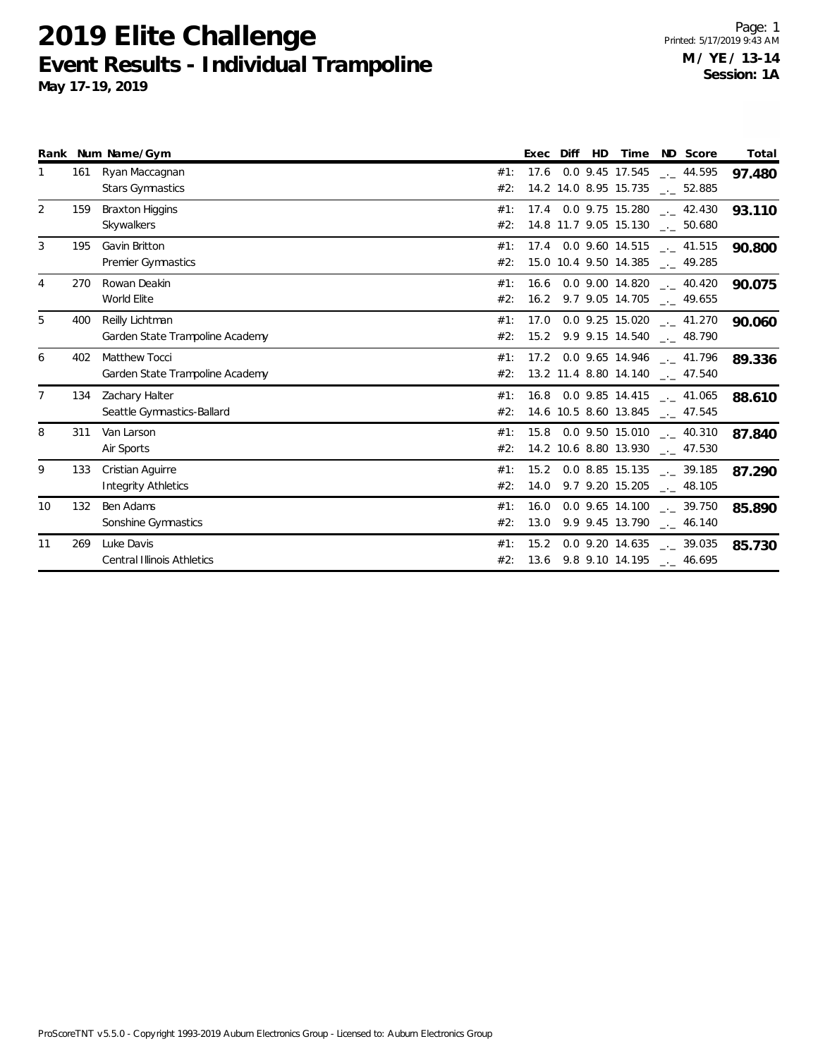# 2019 Elite Challenge

## Event Results - Individual Trampoline

**May 17-19, 2019**

Page: 1
Printed: 5/17/2019 9:43 AM

**M / YE / 13-14**
**Session: 1A**

| Rank | Num | Name/Gym | | Exec | Diff | HD | Time | ND | Score | Total |
|---|---|---|---|---|---|---|---|---|---|---|
| 1 | 161 | Ryan Maccagnan | #1: | 17.6 | 0.0 | 9.45 | 17.545 | _._ | 44.595 | **97.480** |
| | | Stars Gymnastics | #2: | 14.2 | 14.0 | 8.95 | 15.735 | _._ | 52.885 | |
| 2 | 159 | Braxton Higgins | #1: | 17.4 | 0.0 | 9.75 | 15.280 | _._ | 42.430 | **93.110** |
| | | Skywalkers | #2: | 14.8 | 11.7 | 9.05 | 15.130 | _._ | 50.680 | |
| 3 | 195 | Gavin Britton | #1: | 17.4 | 0.0 | 9.60 | 14.515 | _._ | 41.515 | **90.800** |
| | | Premier Gymnastics | #2: | 15.0 | 10.4 | 9.50 | 14.385 | _._ | 49.285 | |
| 4 | 270 | Rowan Deakin | #1: | 16.6 | 0.0 | 9.00 | 14.820 | _._ | 40.420 | **90.075** |
| | | World Elite | #2: | 16.2 | 9.7 | 9.05 | 14.705 | _._ | 49.655 | |
| 5 | 400 | Reilly Lichtman | #1: | 17.0 | 0.0 | 9.25 | 15.020 | _._ | 41.270 | **90.060** |
| | | Garden State Trampoline Academy | #2: | 15.2 | 9.9 | 9.15 | 14.540 | _._ | 48.790 | |
| 6 | 402 | Matthew Tocci | #1: | 17.2 | 0.0 | 9.65 | 14.946 | _._ | 41.796 | **89.336** |
| | | Garden State Trampoline Academy | #2: | 13.2 | 11.4 | 8.80 | 14.140 | _._ | 47.540 | |
| 7 | 134 | Zachary Halter | #1: | 16.8 | 0.0 | 9.85 | 14.415 | _._ | 41.065 | **88.610** |
| | | Seattle Gymnastics-Ballard | #2: | 14.6 | 10.5 | 8.60 | 13.845 | _._ | 47.545 | |
| 8 | 311 | Van Larson | #1: | 15.8 | 0.0 | 9.50 | 15.010 | _._ | 40.310 | **87.840** |
| | | Air Sports | #2: | 14.2 | 10.6 | 8.80 | 13.930 | _._ | 47.530 | |
| 9 | 133 | Cristian Aguirre | #1: | 15.2 | 0.0 | 8.85 | 15.135 | _._ | 39.185 | **87.290** |
| | | Integrity Athletics | #2: | 14.0 | 9.7 | 9.20 | 15.205 | _._ | 48.105 | |
| 10 | 132 | Ben Adams | #1: | 16.0 | 0.0 | 9.65 | 14.100 | _._ | 39.750 | **85.890** |
| | | Sonshine Gymnastics | #2: | 13.0 | 9.9 | 9.45 | 13.790 | _._ | 46.140 | |
| 11 | 269 | Luke Davis | #1: | 15.2 | 0.0 | 9.20 | 14.635 | _._ | 39.035 | **85.730** |
| | | Central Illinois Athletics | #2: | 13.6 | 9.8 | 9.10 | 14.195 | _._ | 46.695 | |

ProScoreTNT v5.5.0 - Copyright 1993-2019 Auburn Electronics Group - Licensed to: Auburn Electronics Group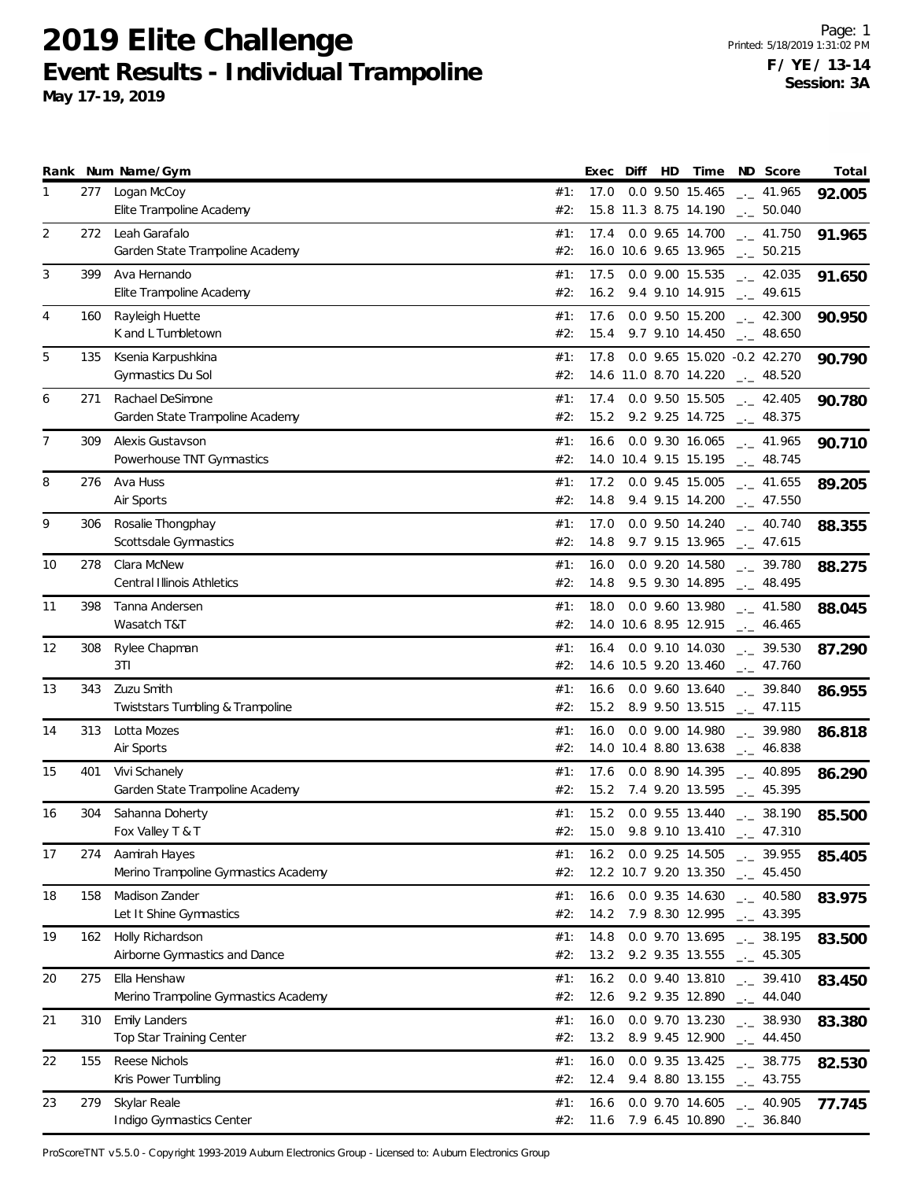# 2019 Elite Challenge

## Event Results - Individual Trampoline

**May 17-19, 2019**

Printed: 5/18/2019 1:31:02 PM

**F / YE / 13-14**
**Session: 3A**

| Rank | Num | Name/Gym | | Exec | Diff | HD | Time | ND | Score | Total |
|---|---|---|---|---|---|---|---|---|---|---|
| 1 | 277 | Logan McCoy | #1: | 17.0 | 0.0 | 9.50 | 15.465 | _._ | 41.965 | **92.005** |
| | | Elite Trampoline Academy | #2: | 15.8 | 11.3 | 8.75 | 14.190 | _._ | 50.040 | |
| 2 | 272 | Leah Garafalo | #1: | 17.4 | 0.0 | 9.65 | 14.700 | _._ | 41.750 | **91.965** |
| | | Garden State Trampoline Academy | #2: | 16.0 | 10.6 | 9.65 | 13.965 | _._ | 50.215 | |
| 3 | 399 | Ava Hernando | #1: | 17.5 | 0.0 | 9.00 | 15.535 | _._ | 42.035 | **91.650** |
| | | Elite Trampoline Academy | #2: | 16.2 | 9.4 | 9.10 | 14.915 | _._ | 49.615 | |
| 4 | 160 | Rayleigh Huette | #1: | 17.6 | 0.0 | 9.50 | 15.200 | _._ | 42.300 | **90.950** |
| | | K and L Tumbletown | #2: | 15.4 | 9.7 | 9.10 | 14.450 | _._ | 48.650 | |
| 5 | 135 | Ksenia Karpushkina | #1: | 17.8 | 0.0 | 9.65 | 15.020 | -0.2 | 42.270 | **90.790** |
| | | Gymnastics Du Sol | #2: | 14.6 | 11.0 | 8.70 | 14.220 | _._ | 48.520 | |
| 6 | 271 | Rachael DeSimone | #1: | 17.4 | 0.0 | 9.50 | 15.505 | _._ | 42.405 | **90.780** |
| | | Garden State Trampoline Academy | #2: | 15.2 | 9.2 | 9.25 | 14.725 | _._ | 48.375 | |
| 7 | 309 | Alexis Gustavson | #1: | 16.6 | 0.0 | 9.30 | 16.065 | _._ | 41.965 | **90.710** |
| | | Powerhouse TNT Gymnastics | #2: | 14.0 | 10.4 | 9.15 | 15.195 | _._ | 48.745 | |
| 8 | 276 | Ava Huss | #1: | 17.2 | 0.0 | 9.45 | 15.005 | _._ | 41.655 | **89.205** |
| | | Air Sports | #2: | 14.8 | 9.4 | 9.15 | 14.200 | _._ | 47.550 | |
| 9 | 306 | Rosalie Thongphay | #1: | 17.0 | 0.0 | 9.50 | 14.240 | _._ | 40.740 | **88.355** |
| | | Scottsdale Gymnastics | #2: | 14.8 | 9.7 | 9.15 | 13.965 | _._ | 47.615 | |
| 10 | 278 | Clara McNew | #1: | 16.0 | 0.0 | 9.20 | 14.580 | _._ | 39.780 | **88.275** |
| | | Central Illinois Athletics | #2: | 14.8 | 9.5 | 9.30 | 14.895 | _._ | 48.495 | |
| 11 | 398 | Tanna Andersen | #1: | 18.0 | 0.0 | 9.60 | 13.980 | _._ | 41.580 | **88.045** |
| | | Wasatch T&T | #2: | 14.0 | 10.6 | 8.95 | 12.915 | _._ | 46.465 | |
| 12 | 308 | Rylee Chapman | #1: | 16.4 | 0.0 | 9.10 | 14.030 | _._ | 39.530 | **87.290** |
| | | 3TI | #2: | 14.6 | 10.5 | 9.20 | 13.460 | _._ | 47.760 | |
| 13 | 343 | Zuzu Smith | #1: | 16.6 | 0.0 | 9.60 | 13.640 | _._ | 39.840 | **86.955** |
| | | Twiststars Tumbling & Trampoline | #2: | 15.2 | 8.9 | 9.50 | 13.515 | _._ | 47.115 | |
| 14 | 313 | Lotta Mozes | #1: | 16.0 | 0.0 | 9.00 | 14.980 | _._ | 39.980 | **86.818** |
| | | Air Sports | #2: | 14.0 | 10.4 | 8.80 | 13.638 | _._ | 46.838 | |
| 15 | 401 | Vivi Schanely | #1: | 17.6 | 0.0 | 8.90 | 14.395 | _._ | 40.895 | **86.290** |
| | | Garden State Trampoline Academy | #2: | 15.2 | 7.4 | 9.20 | 13.595 | _._ | 45.395 | |
| 16 | 304 | Sahanna Doherty | #1: | 15.2 | 0.0 | 9.55 | 13.440 | _._ | 38.190 | **85.500** |
| | | Fox Valley T & T | #2: | 15.0 | 9.8 | 9.10 | 13.410 | _._ | 47.310 | |
| 17 | 274 | Aamirah Hayes | #1: | 16.2 | 0.0 | 9.25 | 14.505 | _._ | 39.955 | **85.405** |
| | | Merino Trampoline Gymnastics Academy | #2: | 12.2 | 10.7 | 9.20 | 13.350 | _._ | 45.450 | |
| 18 | 158 | Madison Zander | #1: | 16.6 | 0.0 | 9.35 | 14.630 | _._ | 40.580 | **83.975** |
| | | Let It Shine Gymnastics | #2: | 14.2 | 7.9 | 8.30 | 12.995 | _._ | 43.395 | |
| 19 | 162 | Holly Richardson | #1: | 14.8 | 0.0 | 9.70 | 13.695 | _._ | 38.195 | **83.500** |
| | | Airborne Gymnastics and Dance | #2: | 13.2 | 9.2 | 9.35 | 13.555 | _._ | 45.305 | |
| 20 | 275 | Ella Henshaw | #1: | 16.2 | 0.0 | 9.40 | 13.810 | _._ | 39.410 | **83.450** |
| | | Merino Trampoline Gymnastics Academy | #2: | 12.6 | 9.2 | 9.35 | 12.890 | _._ | 44.040 | |
| 21 | 310 | Emily Landers | #1: | 16.0 | 0.0 | 9.70 | 13.230 | _._ | 38.930 | **83.380** |
| | | Top Star Training Center | #2: | 13.2 | 8.9 | 9.45 | 12.900 | _._ | 44.450 | |
| 22 | 155 | Reese Nichols | #1: | 16.0 | 0.0 | 9.35 | 13.425 | _._ | 38.775 | **82.530** |
| | | Kris Power Tumbling | #2: | 12.4 | 9.4 | 8.80 | 13.155 | _._ | 43.755 | |
| 23 | 279 | Skylar Reale | #1: | 16.6 | 0.0 | 9.70 | 14.605 | _._ | 40.905 | **77.745** |
| | | Indigo Gymnastics Center | #2: | 11.6 | 7.9 | 6.45 | 10.890 | _._ | 36.840 | |

ProScoreTNT v5.5.0 - Copyright 1993-2019 Auburn Electronics Group - Licensed to: Auburn Electronics Group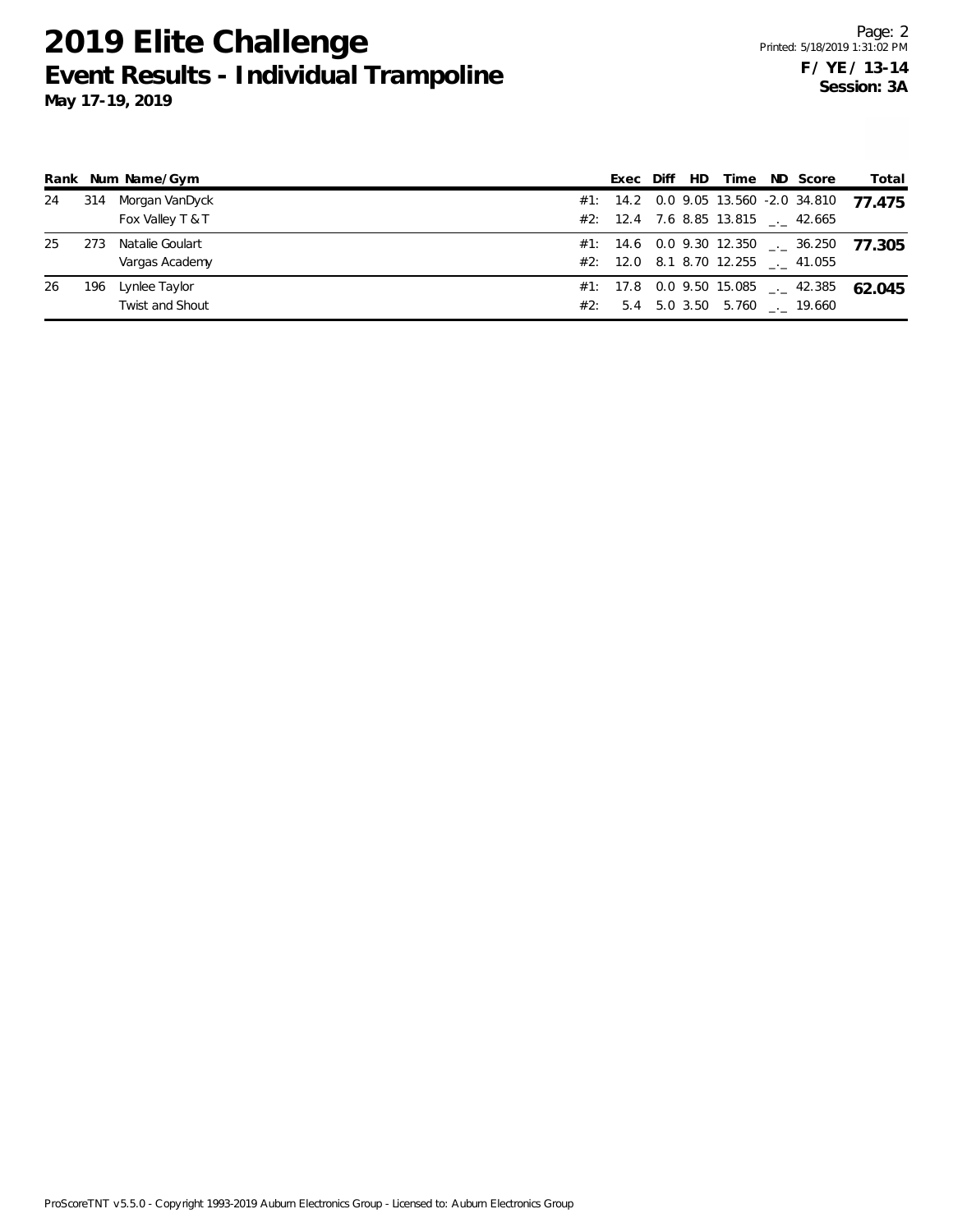# 2019 Elite Challenge

## Event Results - Individual Trampoline

**May 17-19, 2019**

**F / YE / 13-14**
**Session: 3A**

| Rank | Num | Name/Gym | | Exec | Diff | HD | Time | ND | Score | Total |
|---|---|---|---|---|---|---|---|---|---|---|
| 24 | 314 | Morgan VanDyck | #1: | 14.2 | 0.0 | 9.05 | 13.560 | -2.0 | 34.810 | **77.475** |
| | | Fox Valley T & T | #2: | 12.4 | 7.6 | 8.85 | 13.815 | _._ | 42.665 | |
| 25 | 273 | Natalie Goulart | #1: | 14.6 | 0.0 | 9.30 | 12.350 | _._ | 36.250 | **77.305** |
| | | Vargas Academy | #2: | 12.0 | 8.1 | 8.70 | 12.255 | _._ | 41.055 | |
| 26 | 196 | Lynlee Taylor | #1: | 17.8 | 0.0 | 9.50 | 15.085 | _._ | 42.385 | **62.045** |
| | | Twist and Shout | #2: | 5.4 | 5.0 | 3.50 | 5.760 | _._ | 19.660 | |

ProScoreTNT v5.5.0 - Copyright 1993-2019 Auburn Electronics Group - Licensed to: Auburn Electronics Group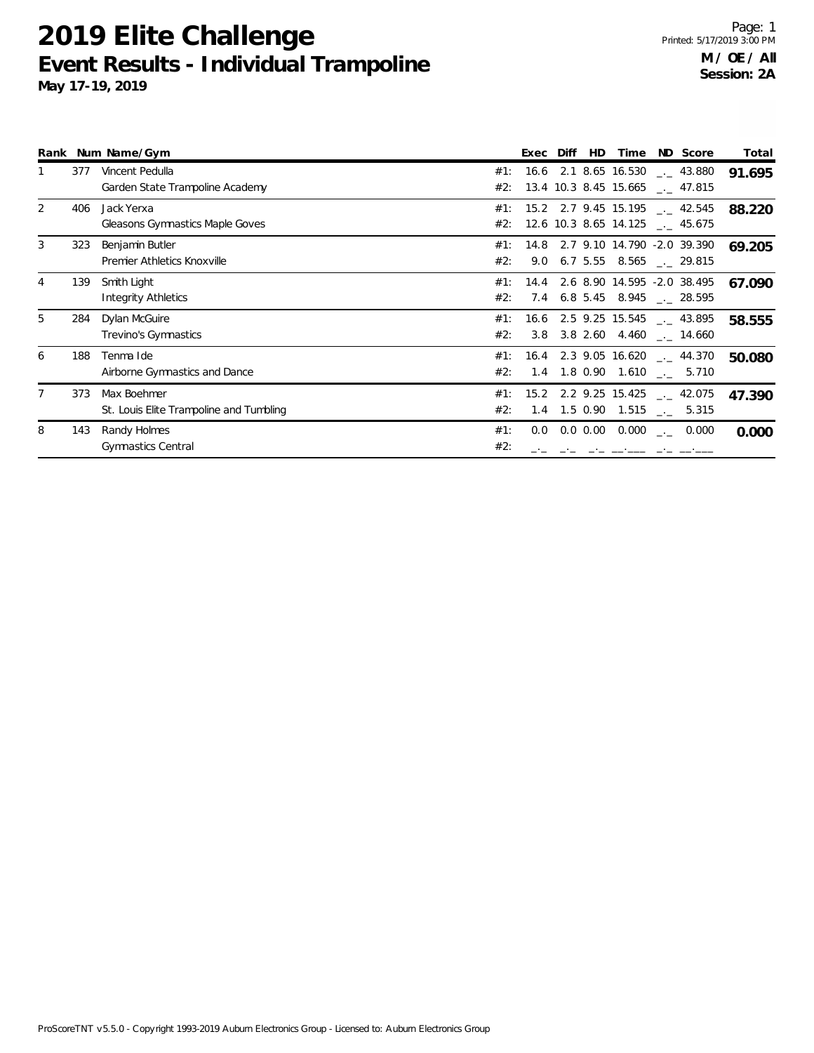# 2019 Elite Challenge

## Event Results - Individual Trampoline

**May 17-19, 2019**

Page: 1
Printed: 5/17/2019 3:00 PM

**M / OE / All**
**Session: 2A**

| Rank | Num | Name/Gym | | Exec | Diff | HD | Time | ND | Score | Total |
|---|---|---|---|---|---|---|---|---|---|---|
| 1 | 377 | Vincent Pedulla | #1: | 16.6 | 2.1 | 8.65 | 16.530 | _._ | 43.880 | **91.695** |
| | | Garden State Trampoline Academy | #2: | 13.4 | 10.3 | 8.45 | 15.665 | _._ | 47.815 | |
| 2 | 406 | Jack Yerxa | #1: | 15.2 | 2.7 | 9.45 | 15.195 | _._ | 42.545 | **88.220** |
| | | Gleasons Gymnastics Maple Goves | #2: | 12.6 | 10.3 | 8.65 | 14.125 | _._ | 45.675 | |
| 3 | 323 | Benjamin Butler | #1: | 14.8 | 2.7 | 9.10 | 14.790 | -2.0 | 39.390 | **69.205** |
| | | Premier Athletics Knoxville | #2: | 9.0 | 6.7 | 5.55 | 8.565 | _._ | 29.815 | |
| 4 | 139 | Smith Light | #1: | 14.4 | 2.6 | 8.90 | 14.595 | -2.0 | 38.495 | **67.090** |
| | | Integrity Athletics | #2: | 7.4 | 6.8 | 5.45 | 8.945 | _._ | 28.595 | |
| 5 | 284 | Dylan McGuire | #1: | 16.6 | 2.5 | 9.25 | 15.545 | _._ | 43.895 | **58.555** |
| | | Trevino's Gymnastics | #2: | 3.8 | 3.8 | 2.60 | 4.460 | _._ | 14.660 | |
| 6 | 188 | Tenma Ide | #1: | 16.4 | 2.3 | 9.05 | 16.620 | _._ | 44.370 | **50.080** |
| | | Airborne Gymnastics and Dance | #2: | 1.4 | 1.8 | 0.90 | 1.610 | _._ | 5.710 | |
| 7 | 373 | Max Boehmer | #1: | 15.2 | 2.2 | 9.25 | 15.425 | _._ | 42.075 | **47.390** |
| | | St. Louis Elite Trampoline and Tumbling | #2: | 1.4 | 1.5 | 0.90 | 1.515 | _._ | 5.315 | |
| 8 | 143 | Randy Holmes | #1: | 0.0 | 0.0 | 0.00 | 0.000 | _._ | 0.000 | **0.000** |
| | | Gymnastics Central | #2: | _._ | _._ | _._ | __.___ | _._ | __.___ | |

ProScoreTNT v5.5.0 - Copyright 1993-2019 Auburn Electronics Group - Licensed to: Auburn Electronics Group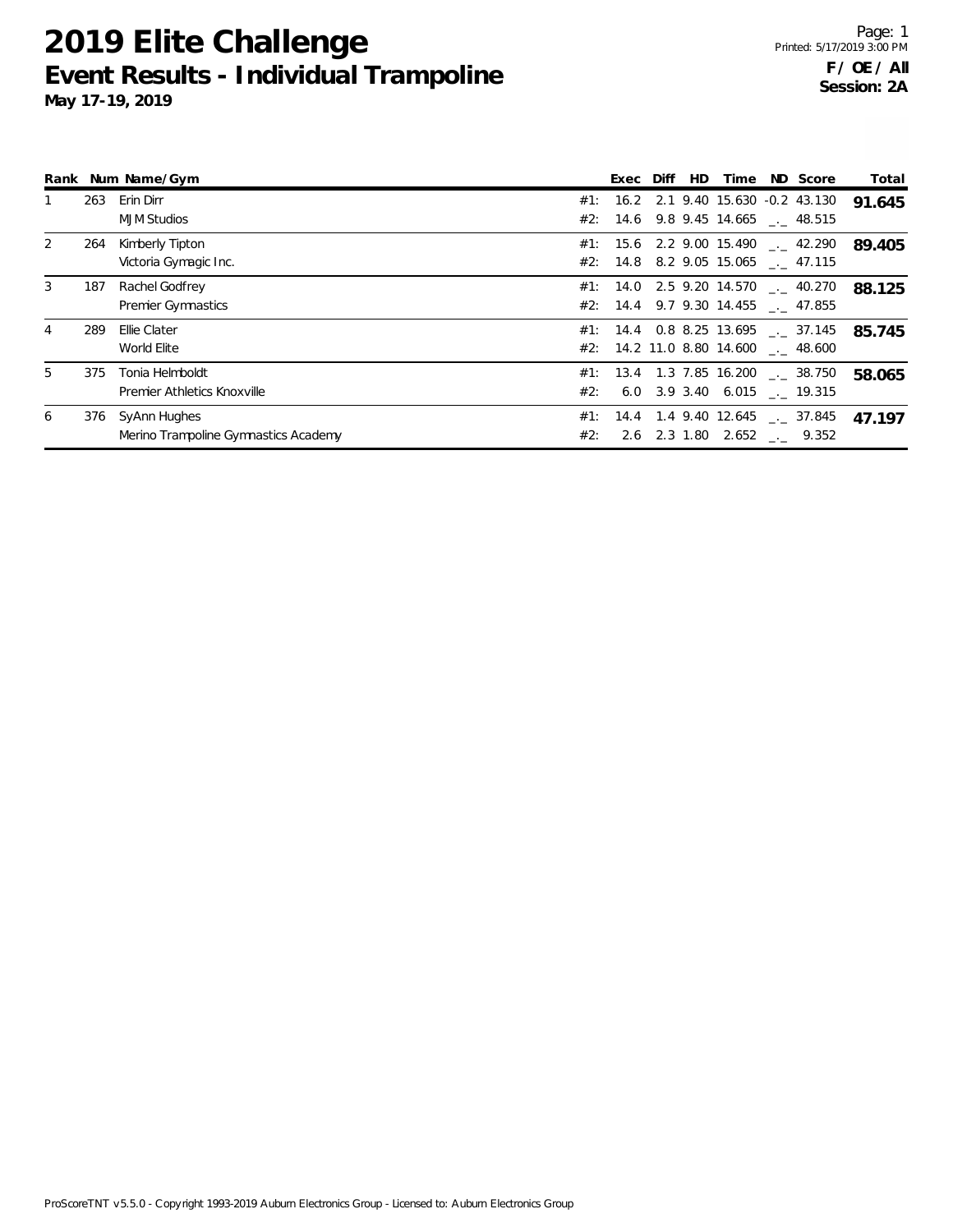# 2019 Elite Challenge

## Event Results - Individual Trampoline

**May 17-19, 2019**

**F / OE / All**
**Session: 2A**

| Rank | Num | Name/Gym | | Exec | Diff | HD | Time | ND | Score | Total |
|---|---|---|---|---|---|---|---|---|---|---|
| 1 | 263 | Erin Dirr | #1: | 16.2 | 2.1 | 9.40 | 15.630 | -0.2 | 43.130 | **91.645** |
| | | MJM Studios | #2: | 14.6 | 9.8 | 9.45 | 14.665 | _._ | 48.515 | |
| 2 | 264 | Kimberly Tipton | #1: | 15.6 | 2.2 | 9.00 | 15.490 | _._ | 42.290 | **89.405** |
| | | Victoria Gymagic Inc. | #2: | 14.8 | 8.2 | 9.05 | 15.065 | _._ | 47.115 | |
| 3 | 187 | Rachel Godfrey | #1: | 14.0 | 2.5 | 9.20 | 14.570 | _._ | 40.270 | **88.125** |
| | | Premier Gymnastics | #2: | 14.4 | 9.7 | 9.30 | 14.455 | _._ | 47.855 | |
| 4 | 289 | Ellie Clater | #1: | 14.4 | 0.8 | 8.25 | 13.695 | _._ | 37.145 | **85.745** |
| | | World Elite | #2: | 14.2 | 11.0 | 8.80 | 14.600 | _._ | 48.600 | |
| 5 | 375 | Tonia Helmboldt | #1: | 13.4 | 1.3 | 7.85 | 16.200 | _._ | 38.750 | **58.065** |
| | | Premier Athletics Knoxville | #2: | 6.0 | 3.9 | 3.40 | 6.015 | _._ | 19.315 | |
| 6 | 376 | SyAnn Hughes | #1: | 14.4 | 1.4 | 9.40 | 12.645 | _._ | 37.845 | **47.197** |
| | | Merino Trampoline Gymnastics Academy | #2: | 2.6 | 2.3 | 1.80 | 2.652 | _._ | 9.352 | |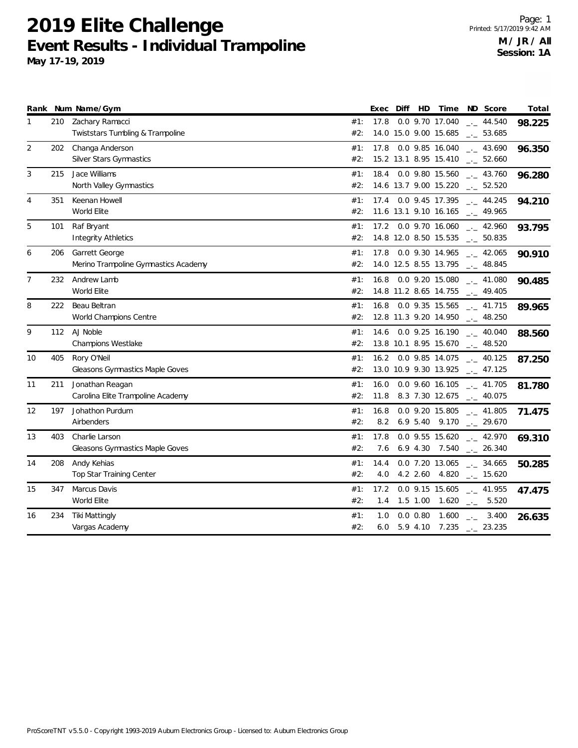# 2019 Elite Challenge

## Event Results - Individual Trampoline

**May 17-19, 2019**

**M / JR / All**
**Session: 1A**

| Rank | Num | Name/Gym | | Exec | Diff | HD | Time | ND | Score | Total |
|---|---|---|---|---|---|---|---|---|---|---|
| 1 | 210 | Zachary Ramacci | #1: | 17.8 | 0.0 | 9.70 | 17.040 | _._ | 44.540 | **98.225** |
| | | Twiststars Tumbling & Trampoline | #2: | 14.0 | 15.0 | 9.00 | 15.685 | _._ | 53.685 | |
| 2 | 202 | Changa Anderson | #1: | 17.8 | 0.0 | 9.85 | 16.040 | _._ | 43.690 | **96.350** |
| | | Silver Stars Gymnastics | #2: | 15.2 | 13.1 | 8.95 | 15.410 | _._ | 52.660 | |
| 3 | 215 | Jace Williams | #1: | 18.4 | 0.0 | 9.80 | 15.560 | _._ | 43.760 | **96.280** |
| | | North Valley Gymnastics | #2: | 14.6 | 13.7 | 9.00 | 15.220 | _._ | 52.520 | |
| 4 | 351 | Keenan Howell | #1: | 17.4 | 0.0 | 9.45 | 17.395 | _._ | 44.245 | **94.210** |
| | | World Elite | #2: | 11.6 | 13.1 | 9.10 | 16.165 | _._ | 49.965 | |
| 5 | 101 | Raf Bryant | #1: | 17.2 | 0.0 | 9.70 | 16.060 | _._ | 42.960 | **93.795** |
| | | Integrity Athletics | #2: | 14.8 | 12.0 | 8.50 | 15.535 | _._ | 50.835 | |
| 6 | 206 | Garrett George | #1: | 17.8 | 0.0 | 9.30 | 14.965 | _._ | 42.065 | **90.910** |
| | | Merino Trampoline Gymnastics Academy | #2: | 14.0 | 12.5 | 8.55 | 13.795 | _._ | 48.845 | |
| 7 | 232 | Andrew Lamb | #1: | 16.8 | 0.0 | 9.20 | 15.080 | _._ | 41.080 | **90.485** |
| | | World Elite | #2: | 14.8 | 11.2 | 8.65 | 14.755 | _._ | 49.405 | |
| 8 | 222 | Beau Beltran | #1: | 16.8 | 0.0 | 9.35 | 15.565 | _._ | 41.715 | **89.965** |
| | | World Champions Centre | #2: | 12.8 | 11.3 | 9.20 | 14.950 | _._ | 48.250 | |
| 9 | 112 | AJ Noble | #1: | 14.6 | 0.0 | 9.25 | 16.190 | _._ | 40.040 | **88.560** |
| | | Champions Westlake | #2: | 13.8 | 10.1 | 8.95 | 15.670 | _._ | 48.520 | |
| 10 | 405 | Rory O'Neil | #1: | 16.2 | 0.0 | 9.85 | 14.075 | _._ | 40.125 | **87.250** |
| | | Gleasons Gymnastics Maple Goves | #2: | 13.0 | 10.9 | 9.30 | 13.925 | _._ | 47.125 | |
| 11 | 211 | Jonathan Reagan | #1: | 16.0 | 0.0 | 9.60 | 16.105 | _._ | 41.705 | **81.780** |
| | | Carolina Elite Trampoline Academy | #2: | 11.8 | 8.3 | 7.30 | 12.675 | _._ | 40.075 | |
| 12 | 197 | Johathon Purdum | #1: | 16.8 | 0.0 | 9.20 | 15.805 | _._ | 41.805 | **71.475** |
| | | Airbenders | #2: | 8.2 | 6.9 | 5.40 | 9.170 | _._ | 29.670 | |
| 13 | 403 | Charlie Larson | #1: | 17.8 | 0.0 | 9.55 | 15.620 | _._ | 42.970 | **69.310** |
| | | Gleasons Gymnastics Maple Goves | #2: | 7.6 | 6.9 | 4.30 | 7.540 | _._ | 26.340 | |
| 14 | 208 | Andy Kehias | #1: | 14.4 | 0.0 | 7.20 | 13.065 | _._ | 34.665 | **50.285** |
| | | Top Star Training Center | #2: | 4.0 | 4.2 | 2.60 | 4.820 | _._ | 15.620 | |
| 15 | 347 | Marcus Davis | #1: | 17.2 | 0.0 | 9.15 | 15.605 | _._ | 41.955 | **47.475** |
| | | World Elite | #2: | 1.4 | 1.5 | 1.00 | 1.620 | _._ | 5.520 | |
| 16 | 234 | Tiki Mattingly | #1: | 1.0 | 0.0 | 0.80 | 1.600 | _._ | 3.400 | **26.635** |
| | | Vargas Academy | #2: | 6.0 | 5.9 | 4.10 | 7.235 | _._ | 23.235 | |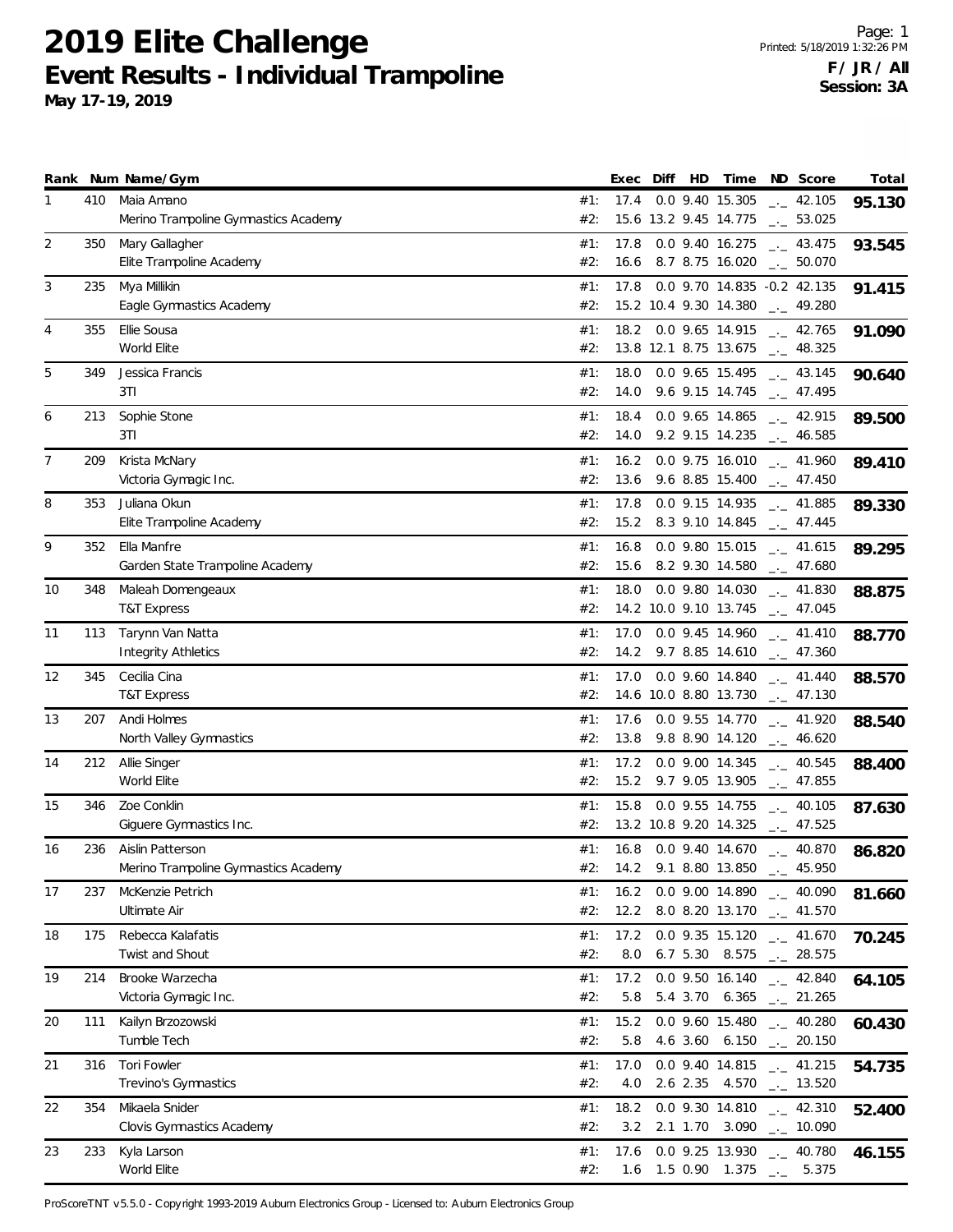# 2019 Elite Challenge

## Event Results - Individual Trampoline

**May 17-19, 2019**

Printed: 5/18/2019 1:32:26 PM

**F / JR / All**
**Session: 3A**

| Rank | Num | Name/Gym | | Exec | Diff | HD | Time | ND | Score | Total |
|---|---|---|---|---|---|---|---|---|---|---|
| 1 | 410 | Maia Amano | #1: | 17.4 | 0.0 | 9.40 | 15.305 | _._ | 42.105 | **95.130** |
| | | Merino Trampoline Gymnastics Academy | #2: | 15.6 | 13.2 | 9.45 | 14.775 | _._ | 53.025 | |
| 2 | 350 | Mary Gallagher | #1: | 17.8 | 0.0 | 9.40 | 16.275 | _._ | 43.475 | **93.545** |
| | | Elite Trampoline Academy | #2: | 16.6 | 8.7 | 8.75 | 16.020 | _._ | 50.070 | |
| 3 | 235 | Mya Millikin | #1: | 17.8 | 0.0 | 9.70 | 14.835 | -0.2 | 42.135 | **91.415** |
| | | Eagle Gymnastics Academy | #2: | 15.2 | 10.4 | 9.30 | 14.380 | _._ | 49.280 | |
| 4 | 355 | Ellie Sousa | #1: | 18.2 | 0.0 | 9.65 | 14.915 | _._ | 42.765 | **91.090** |
| | | World Elite | #2: | 13.8 | 12.1 | 8.75 | 13.675 | _._ | 48.325 | |
| 5 | 349 | Jessica Francis | #1: | 18.0 | 0.0 | 9.65 | 15.495 | _._ | 43.145 | **90.640** |
| | | 3TI | #2: | 14.0 | 9.6 | 9.15 | 14.745 | _._ | 47.495 | |
| 6 | 213 | Sophie Stone | #1: | 18.4 | 0.0 | 9.65 | 14.865 | _._ | 42.915 | **89.500** |
| | | 3TI | #2: | 14.0 | 9.2 | 9.15 | 14.235 | _._ | 46.585 | |
| 7 | 209 | Krista McNary | #1: | 16.2 | 0.0 | 9.75 | 16.010 | _._ | 41.960 | **89.410** |
| | | Victoria Gymagic Inc. | #2: | 13.6 | 9.6 | 8.85 | 15.400 | _._ | 47.450 | |
| 8 | 353 | Juliana Okun | #1: | 17.8 | 0.0 | 9.15 | 14.935 | _._ | 41.885 | **89.330** |
| | | Elite Trampoline Academy | #2: | 15.2 | 8.3 | 9.10 | 14.845 | _._ | 47.445 | |
| 9 | 352 | Ella Manfre | #1: | 16.8 | 0.0 | 9.80 | 15.015 | _._ | 41.615 | **89.295** |
| | | Garden State Trampoline Academy | #2: | 15.6 | 8.2 | 9.30 | 14.580 | _._ | 47.680 | |
| 10 | 348 | Maleah Domengeaux | #1: | 18.0 | 0.0 | 9.80 | 14.030 | _._ | 41.830 | **88.875** |
| | | T&T Express | #2: | 14.2 | 10.0 | 9.10 | 13.745 | _._ | 47.045 | |
| 11 | 113 | Tarynn Van Natta | #1: | 17.0 | 0.0 | 9.45 | 14.960 | _._ | 41.410 | **88.770** |
| | | Integrity Athletics | #2: | 14.2 | 9.7 | 8.85 | 14.610 | _._ | 47.360 | |
| 12 | 345 | Cecilia Cina | #1: | 17.0 | 0.0 | 9.60 | 14.840 | _._ | 41.440 | **88.570** |
| | | T&T Express | #2: | 14.6 | 10.0 | 8.80 | 13.730 | _._ | 47.130 | |
| 13 | 207 | Andi Holmes | #1: | 17.6 | 0.0 | 9.55 | 14.770 | _._ | 41.920 | **88.540** |
| | | North Valley Gymnastics | #2: | 13.8 | 9.8 | 8.90 | 14.120 | _._ | 46.620 | |
| 14 | 212 | Allie Singer | #1: | 17.2 | 0.0 | 9.00 | 14.345 | _._ | 40.545 | **88.400** |
| | | World Elite | #2: | 15.2 | 9.7 | 9.05 | 13.905 | _._ | 47.855 | |
| 15 | 346 | Zoe Conklin | #1: | 15.8 | 0.0 | 9.55 | 14.755 | _._ | 40.105 | **87.630** |
| | | Giguere Gymnastics Inc. | #2: | 13.2 | 10.8 | 9.20 | 14.325 | _._ | 47.525 | |
| 16 | 236 | Aislin Patterson | #1: | 16.8 | 0.0 | 9.40 | 14.670 | _._ | 40.870 | **86.820** |
| | | Merino Trampoline Gymnastics Academy | #2: | 14.2 | 9.1 | 8.80 | 13.850 | _._ | 45.950 | |
| 17 | 237 | McKenzie Petrich | #1: | 16.2 | 0.0 | 9.00 | 14.890 | _._ | 40.090 | **81.660** |
| | | Ultimate Air | #2: | 12.2 | 8.0 | 8.20 | 13.170 | _._ | 41.570 | |
| 18 | 175 | Rebecca Kalafatis | #1: | 17.2 | 0.0 | 9.35 | 15.120 | _._ | 41.670 | **70.245** |
| | | Twist and Shout | #2: | 8.0 | 6.7 | 5.30 | 8.575 | _._ | 28.575 | |
| 19 | 214 | Brooke Warzecha | #1: | 17.2 | 0.0 | 9.50 | 16.140 | _._ | 42.840 | **64.105** |
| | | Victoria Gymagic Inc. | #2: | 5.8 | 5.4 | 3.70 | 6.365 | _._ | 21.265 | |
| 20 | 111 | Kailyn Brzozowski | #1: | 15.2 | 0.0 | 9.60 | 15.480 | _._ | 40.280 | **60.430** |
| | | Tumble Tech | #2: | 5.8 | 4.6 | 3.60 | 6.150 | _._ | 20.150 | |
| 21 | 316 | Tori Fowler | #1: | 17.0 | 0.0 | 9.40 | 14.815 | _._ | 41.215 | **54.735** |
| | | Trevino's Gymnastics | #2: | 4.0 | 2.6 | 2.35 | 4.570 | _._ | 13.520 | |
| 22 | 354 | Mikaela Snider | #1: | 18.2 | 0.0 | 9.30 | 14.810 | _._ | 42.310 | **52.400** |
| | | Clovis Gymnastics Academy | #2: | 3.2 | 2.1 | 1.70 | 3.090 | _._ | 10.090 | |
| 23 | 233 | Kyla Larson | #1: | 17.6 | 0.0 | 9.25 | 13.930 | _._ | 40.780 | **46.155** |
| | | World Elite | #2: | 1.6 | 1.5 | 0.90 | 1.375 | _._ | 5.375 | |

ProScoreTNT v5.5.0 - Copyright 1993-2019 Auburn Electronics Group - Licensed to: Auburn Electronics Group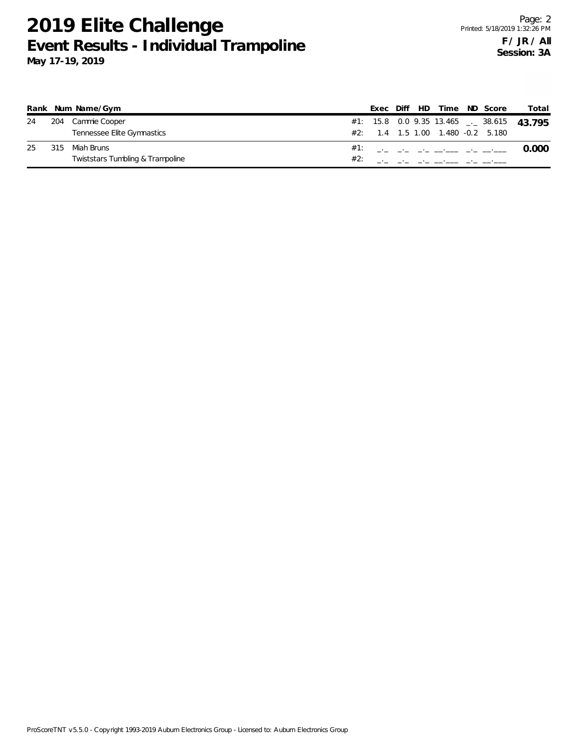# 2019 Elite Challenge

## Event Results - Individual Trampoline

**May 17-19, 2019**

**F / JR / All**
**Session: 3A**

| Rank | Num | Name/Gym | | Exec | Diff | HD | Time | ND | Score | Total |
|---|---|---|---|---|---|---|---|---|---|---|
| 24 | 204 | Cammie Cooper | #1: | 15.8 | 0.0 | 9.35 | 13.465 | _._ | 38.615 | **43.795** |
| | | Tennessee Elite Gymnastics | #2: | 1.4 | 1.5 | 1.00 | 1.480 | -0.2 | 5.180 | |
| 25 | 315 | Miah Bruns | #1: | _._ | _._ | _._ | __.___ | _._ | __.___ | **0.000** |
| | | Twiststars Tumbling & Trampoline | #2: | _._ | _._ | _._ | __.___ | _._ | __.___ | |

ProScoreTNT v5.5.0 - Copyright 1993-2019 Auburn Electronics Group - Licensed to: Auburn Electronics Group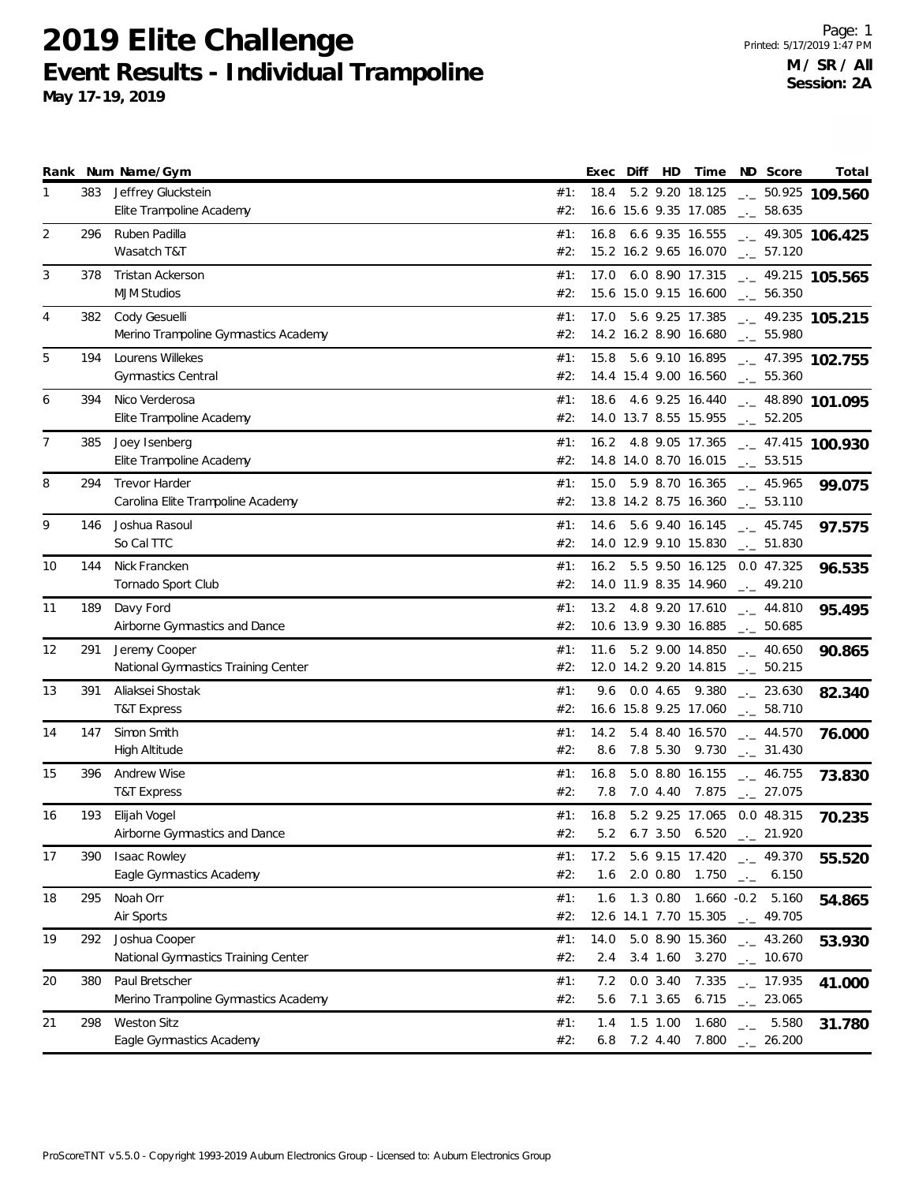# 2019 Elite Challenge

## Event Results - Individual Trampoline

**May 17-19, 2019**

Printed: 5/17/2019 1:47 PM

**M / SR / All**
**Session: 2A**

| Rank | Num | Name/Gym | | Exec | Diff | HD | Time | ND | Score | Total |
|---|---|---|---|---|---|---|---|---|---|---|
| 1 | 383 | Jeffrey Gluckstein | #1: | 18.4 | 5.2 | 9.20 | 18.125 | _._ | 50.925 | **109.560** |
| | | Elite Trampoline Academy | #2: | 16.6 | 15.6 | 9.35 | 17.085 | _._ | 58.635 | |
| 2 | 296 | Ruben Padilla | #1: | 16.8 | 6.6 | 9.35 | 16.555 | _._ | 49.305 | **106.425** |
| | | Wasatch T&T | #2: | 15.2 | 16.2 | 9.65 | 16.070 | _._ | 57.120 | |
| 3 | 378 | Tristan Ackerson | #1: | 17.0 | 6.0 | 8.90 | 17.315 | _._ | 49.215 | **105.565** |
| | | MJM Studios | #2: | 15.6 | 15.0 | 9.15 | 16.600 | _._ | 56.350 | |
| 4 | 382 | Cody Gesuelli | #1: | 17.0 | 5.6 | 9.25 | 17.385 | _._ | 49.235 | **105.215** |
| | | Merino Trampoline Gymnastics Academy | #2: | 14.2 | 16.2 | 8.90 | 16.680 | _._ | 55.980 | |
| 5 | 194 | Lourens Willekes | #1: | 15.8 | 5.6 | 9.10 | 16.895 | _._ | 47.395 | **102.755** |
| | | Gymnastics Central | #2: | 14.4 | 15.4 | 9.00 | 16.560 | _._ | 55.360 | |
| 6 | 394 | Nico Verderosa | #1: | 18.6 | 4.6 | 9.25 | 16.440 | _._ | 48.890 | **101.095** |
| | | Elite Trampoline Academy | #2: | 14.0 | 13.7 | 8.55 | 15.955 | _._ | 52.205 | |
| 7 | 385 | Joey Isenberg | #1: | 16.2 | 4.8 | 9.05 | 17.365 | _._ | 47.415 | **100.930** |
| | | Elite Trampoline Academy | #2: | 14.8 | 14.0 | 8.70 | 16.015 | _._ | 53.515 | |
| 8 | 294 | Trevor Harder | #1: | 15.0 | 5.9 | 8.70 | 16.365 | _._ | 45.965 | **99.075** |
| | | Carolina Elite Trampoline Academy | #2: | 13.8 | 14.2 | 8.75 | 16.360 | _._ | 53.110 | |
| 9 | 146 | Joshua Rasoul | #1: | 14.6 | 5.6 | 9.40 | 16.145 | _._ | 45.745 | **97.575** |
| | | So Cal TTC | #2: | 14.0 | 12.9 | 9.10 | 15.830 | _._ | 51.830 | |
| 10 | 144 | Nick Francken | #1: | 16.2 | 5.5 | 9.50 | 16.125 | 0.0 | 47.325 | **96.535** |
| | | Tornado Sport Club | #2: | 14.0 | 11.9 | 8.35 | 14.960 | _._ | 49.210 | |
| 11 | 189 | Davy Ford | #1: | 13.2 | 4.8 | 9.20 | 17.610 | _._ | 44.810 | **95.495** |
| | | Airborne Gymnastics and Dance | #2: | 10.6 | 13.9 | 9.30 | 16.885 | _._ | 50.685 | |
| 12 | 291 | Jeremy Cooper | #1: | 11.6 | 5.2 | 9.00 | 14.850 | _._ | 40.650 | **90.865** |
| | | National Gymnastics Training Center | #2: | 12.0 | 14.2 | 9.20 | 14.815 | _._ | 50.215 | |
| 13 | 391 | Aliaksei Shostak | #1: | 9.6 | 0.0 | 4.65 | 9.380 | _._ | 23.630 | **82.340** |
| | | T&T Express | #2: | 16.6 | 15.8 | 9.25 | 17.060 | _._ | 58.710 | |
| 14 | 147 | Simon Smith | #1: | 14.2 | 5.4 | 8.40 | 16.570 | _._ | 44.570 | **76.000** |
| | | High Altitude | #2: | 8.6 | 7.8 | 5.30 | 9.730 | _._ | 31.430 | |
| 15 | 396 | Andrew Wise | #1: | 16.8 | 5.0 | 8.80 | 16.155 | _._ | 46.755 | **73.830** |
| | | T&T Express | #2: | 7.8 | 7.0 | 4.40 | 7.875 | _._ | 27.075 | |
| 16 | 193 | Elijah Vogel | #1: | 16.8 | 5.2 | 9.25 | 17.065 | 0.0 | 48.315 | **70.235** |
| | | Airborne Gymnastics and Dance | #2: | 5.2 | 6.7 | 3.50 | 6.520 | _._ | 21.920 | |
| 17 | 390 | Isaac Rowley | #1: | 17.2 | 5.6 | 9.15 | 17.420 | _._ | 49.370 | **55.520** |
| | | Eagle Gymnastics Academy | #2: | 1.6 | 2.0 | 0.80 | 1.750 | _._ | 6.150 | |
| 18 | 295 | Noah Orr | #1: | 1.6 | 1.3 | 0.80 | 1.660 | -0.2 | 5.160 | **54.865** |
| | | Air Sports | #2: | 12.6 | 14.1 | 7.70 | 15.305 | _._ | 49.705 | |
| 19 | 292 | Joshua Cooper | #1: | 14.0 | 5.0 | 8.90 | 15.360 | _._ | 43.260 | **53.930** |
| | | National Gymnastics Training Center | #2: | 2.4 | 3.4 | 1.60 | 3.270 | _._ | 10.670 | |
| 20 | 380 | Paul Bretscher | #1: | 7.2 | 0.0 | 3.40 | 7.335 | _._ | 17.935 | **41.000** |
| | | Merino Trampoline Gymnastics Academy | #2: | 5.6 | 7.1 | 3.65 | 6.715 | _._ | 23.065 | |
| 21 | 298 | Weston Sitz | #1: | 1.4 | 1.5 | 1.00 | 1.680 | _._ | 5.580 | **31.780** |
| | | Eagle Gymnastics Academy | #2: | 6.8 | 7.2 | 4.40 | 7.800 | _._ | 26.200 | |

ProScoreTNT v5.5.0 - Copyright 1993-2019 Auburn Electronics Group - Licensed to: Auburn Electronics Group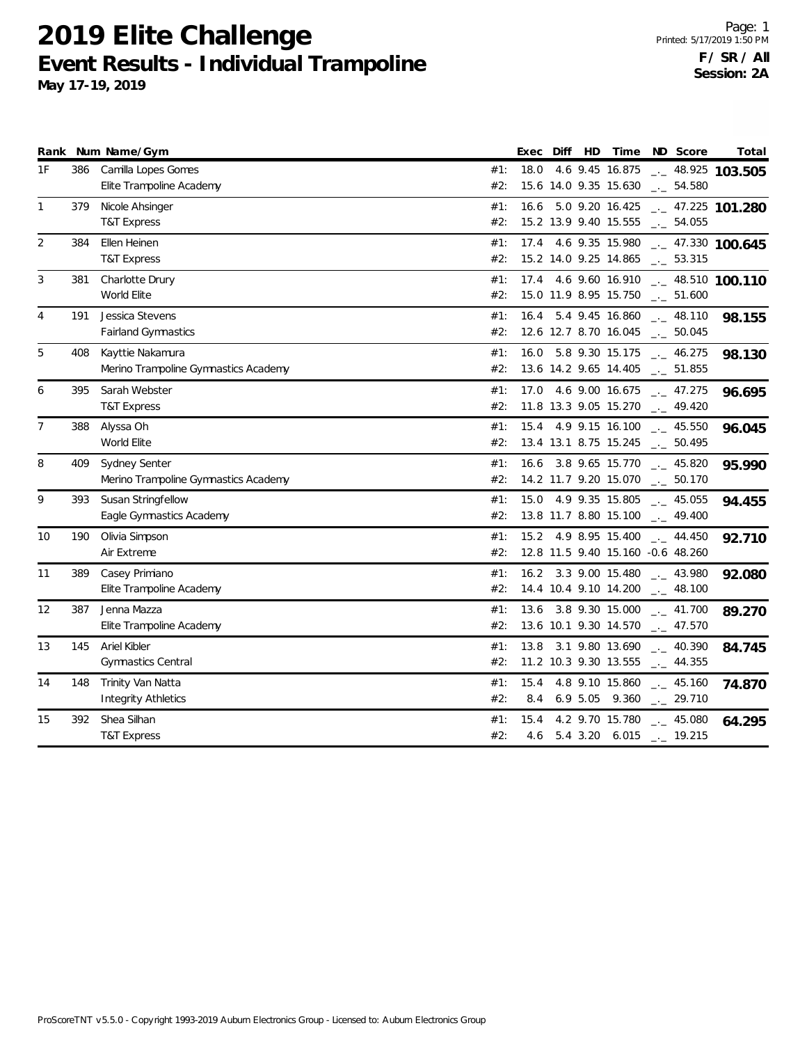# 2019 Elite Challenge

## Event Results - Individual Trampoline

**May 17-19, 2019**

Page: 1
Printed: 5/17/2019 1:50 PM

**F / SR / All**
**Session: 2A**

| Rank | Num | Name/Gym | | Exec | Diff | HD | Time | ND | Score | Total |
|---|---|---|---|---|---|---|---|---|---|---|
| 1F | 386 | Camilla Lopes Gomes | #1: | 18.0 | 4.6 | 9.45 | 16.875 | _._ | 48.925 | **103.505** |
| | | Elite Trampoline Academy | #2: | 15.6 | 14.0 | 9.35 | 15.630 | _._ | 54.580 | |
| 1 | 379 | Nicole Ahsinger | #1: | 16.6 | 5.0 | 9.20 | 16.425 | _._ | 47.225 | **101.280** |
| | | T&T Express | #2: | 15.2 | 13.9 | 9.40 | 15.555 | _._ | 54.055 | |
| 2 | 384 | Ellen Heinen | #1: | 17.4 | 4.6 | 9.35 | 15.980 | _._ | 47.330 | **100.645** |
| | | T&T Express | #2: | 15.2 | 14.0 | 9.25 | 14.865 | _._ | 53.315 | |
| 3 | 381 | Charlotte Drury | #1: | 17.4 | 4.6 | 9.60 | 16.910 | _._ | 48.510 | **100.110** |
| | | World Elite | #2: | 15.0 | 11.9 | 8.95 | 15.750 | _._ | 51.600 | |
| 4 | 191 | Jessica Stevens | #1: | 16.4 | 5.4 | 9.45 | 16.860 | _._ | 48.110 | **98.155** |
| | | Fairland Gymnastics | #2: | 12.6 | 12.7 | 8.70 | 16.045 | _._ | 50.045 | |
| 5 | 408 | Kayttie Nakamura | #1: | 16.0 | 5.8 | 9.30 | 15.175 | _._ | 46.275 | **98.130** |
| | | Merino Trampoline Gymnastics Academy | #2: | 13.6 | 14.2 | 9.65 | 14.405 | _._ | 51.855 | |
| 6 | 395 | Sarah Webster | #1: | 17.0 | 4.6 | 9.00 | 16.675 | _._ | 47.275 | **96.695** |
| | | T&T Express | #2: | 11.8 | 13.3 | 9.05 | 15.270 | _._ | 49.420 | |
| 7 | 388 | Alyssa Oh | #1: | 15.4 | 4.9 | 9.15 | 16.100 | _._ | 45.550 | **96.045** |
| | | World Elite | #2: | 13.4 | 13.1 | 8.75 | 15.245 | _._ | 50.495 | |
| 8 | 409 | Sydney Senter | #1: | 16.6 | 3.8 | 9.65 | 15.770 | _._ | 45.820 | **95.990** |
| | | Merino Trampoline Gymnastics Academy | #2: | 14.2 | 11.7 | 9.20 | 15.070 | _._ | 50.170 | |
| 9 | 393 | Susan Stringfellow | #1: | 15.0 | 4.9 | 9.35 | 15.805 | _._ | 45.055 | **94.455** |
| | | Eagle Gymnastics Academy | #2: | 13.8 | 11.7 | 8.80 | 15.100 | _._ | 49.400 | |
| 10 | 190 | Olivia Simpson | #1: | 15.2 | 4.9 | 8.95 | 15.400 | _._ | 44.450 | **92.710** |
| | | Air Extreme | #2: | 12.8 | 11.5 | 9.40 | 15.160 | -0.6 | 48.260 | |
| 11 | 389 | Casey Primiano | #1: | 16.2 | 3.3 | 9.00 | 15.480 | _._ | 43.980 | **92.080** |
| | | Elite Trampoline Academy | #2: | 14.4 | 10.4 | 9.10 | 14.200 | _._ | 48.100 | |
| 12 | 387 | Jenna Mazza | #1: | 13.6 | 3.8 | 9.30 | 15.000 | _._ | 41.700 | **89.270** |
| | | Elite Trampoline Academy | #2: | 13.6 | 10.1 | 9.30 | 14.570 | _._ | 47.570 | |
| 13 | 145 | Ariel Kibler | #1: | 13.8 | 3.1 | 9.80 | 13.690 | _._ | 40.390 | **84.745** |
| | | Gymnastics Central | #2: | 11.2 | 10.3 | 9.30 | 13.555 | _._ | 44.355 | |
| 14 | 148 | Trinity Van Natta | #1: | 15.4 | 4.8 | 9.10 | 15.860 | _._ | 45.160 | **74.870** |
| | | Integrity Athletics | #2: | 8.4 | 6.9 | 5.05 | 9.360 | _._ | 29.710 | |
| 15 | 392 | Shea Silhan | #1: | 15.4 | 4.2 | 9.70 | 15.780 | _._ | 45.080 | **64.295** |
| | | T&T Express | #2: | 4.6 | 5.4 | 3.20 | 6.015 | _._ | 19.215 | |

ProScoreTNT v5.5.0 - Copyright 1993-2019 Auburn Electronics Group - Licensed to: Auburn Electronics Group